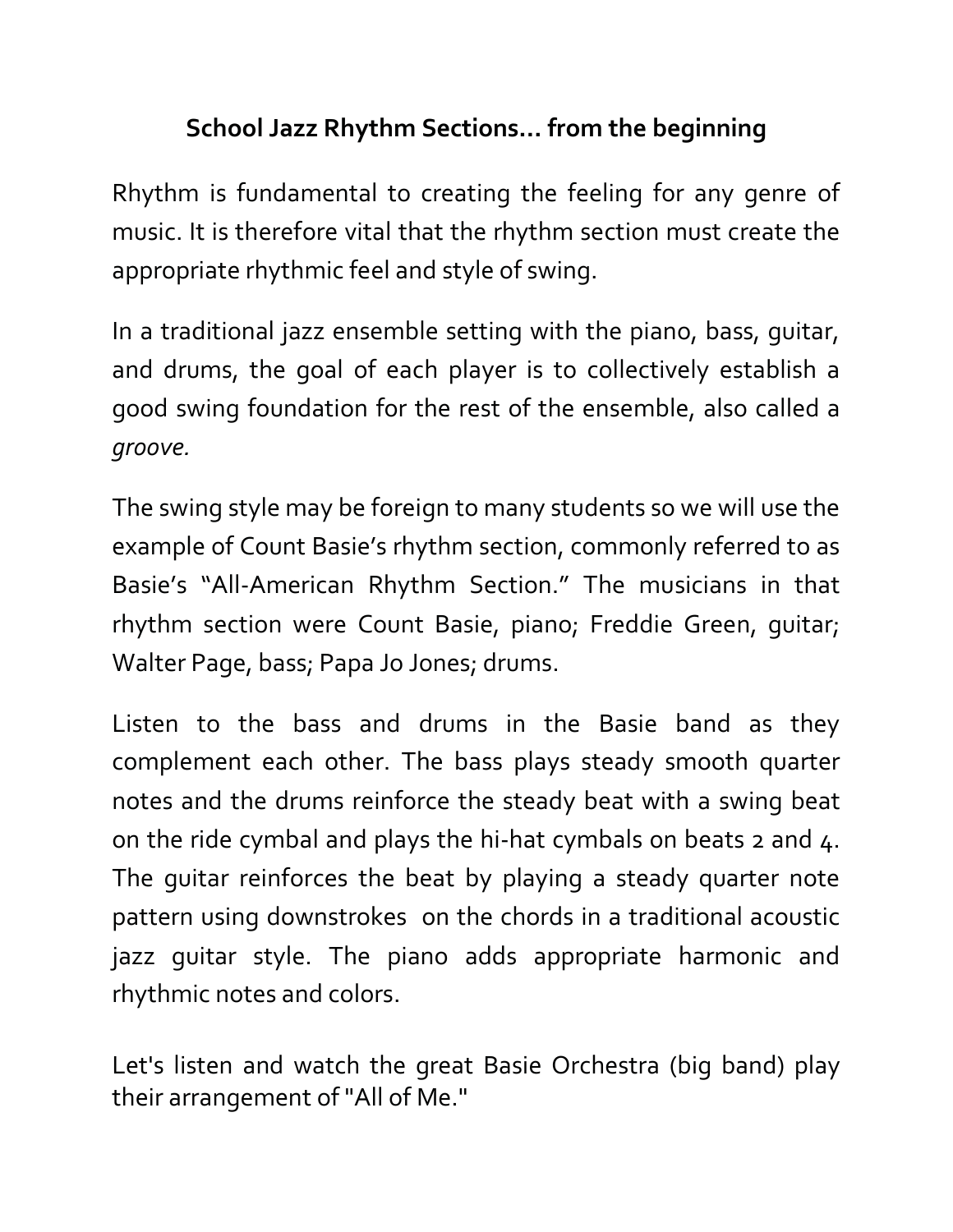# School Jazz Rhythm Sections… from the beginning

Rhythm is fundamental to creating the feeling for any genre of music. It is therefore vital that the rhythm section must create the appropriate rhythmic feel and style of swing.

In a traditional jazz ensemble setting with the piano, bass, guitar, and drums, the goal of each player is to collectively establish a good swing foundation for the rest of the ensemble, also called a *groove.*

The swing style may be foreign to many students so we will use the example of Count Basie's rhythm section, commonly referred to as Basie's "All-American Rhythm Section." The musicians in that rhythm section were Count Basie, piano; Freddie Green, guitar; Walter Page, bass; Papa Jo Jones; drums.

Listen to the bass and drums in the Basie band as they complement each other. The bass plays steady smooth quarter notes and the drums reinforce the steady beat with a swing beat on the ride cymbal and plays the hi-hat cymbals on beats 2 and 4. The guitar reinforces the beat by playing a steady quarter note pattern using downstrokes on the chords in a traditional acoustic jazz guitar style. The piano adds appropriate harmonic and rhythmic notes and colors.

Let's listen and watch the great Basie Orchestra (big band) play their arrangement of "All of Me."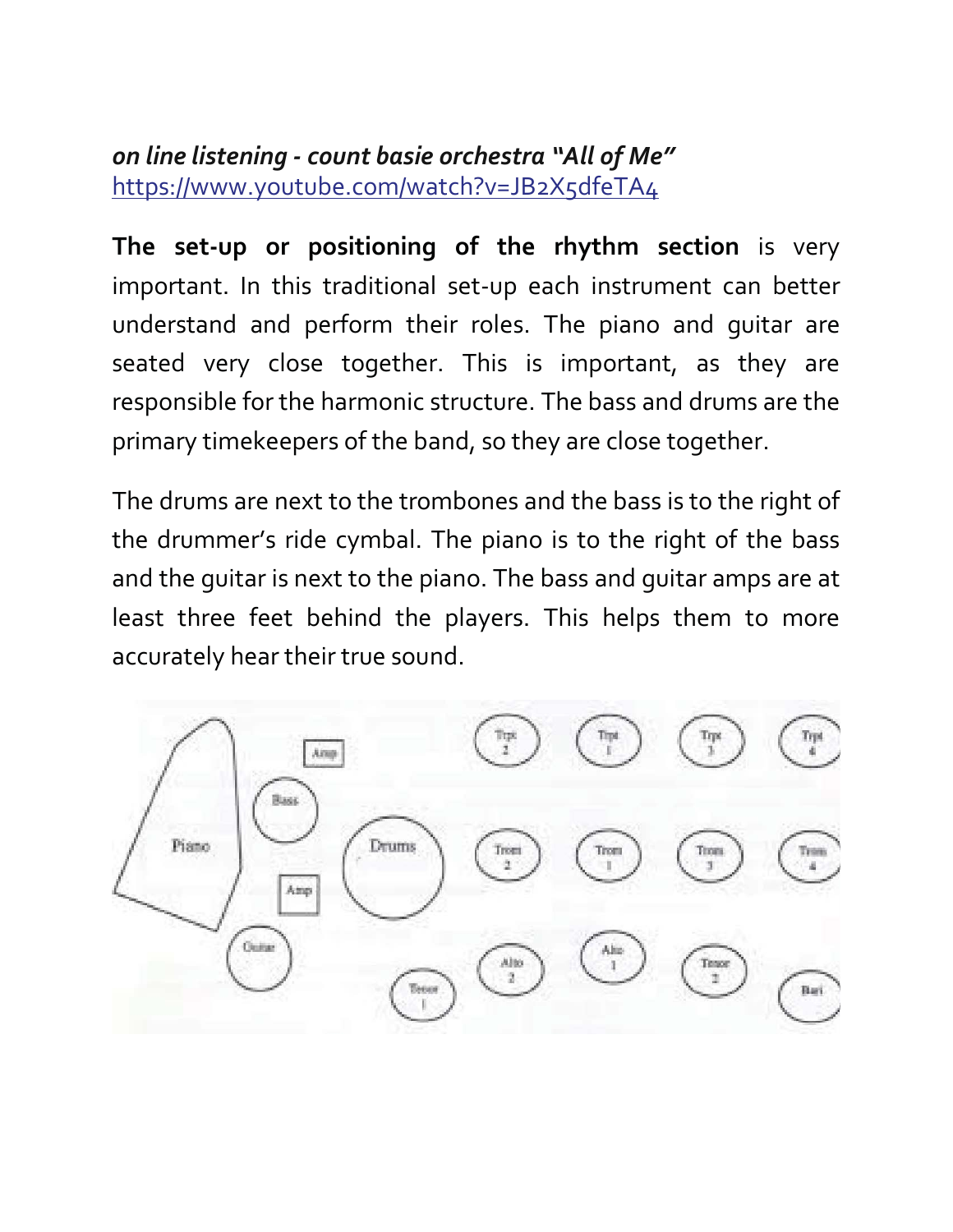***on line listening - count basie orchestra "All of Me"***
https://www.youtube.com/watch?v=JB2X5dfeTA4

**The set-up or positioning of the rhythm section** is very important. In this traditional set-up each instrument can better understand and perform their roles. The piano and guitar are seated very close together. This is important, as they are responsible for the harmonic structure. The bass and drums are the primary timekeepers of the band, so they are close together.

The drums are next to the trombones and the bass is to the right of the drummer's ride cymbal. The piano is to the right of the bass and the guitar is next to the piano. The bass and guitar amps are at least three feet behind the players. This helps them to more accurately hear their true sound.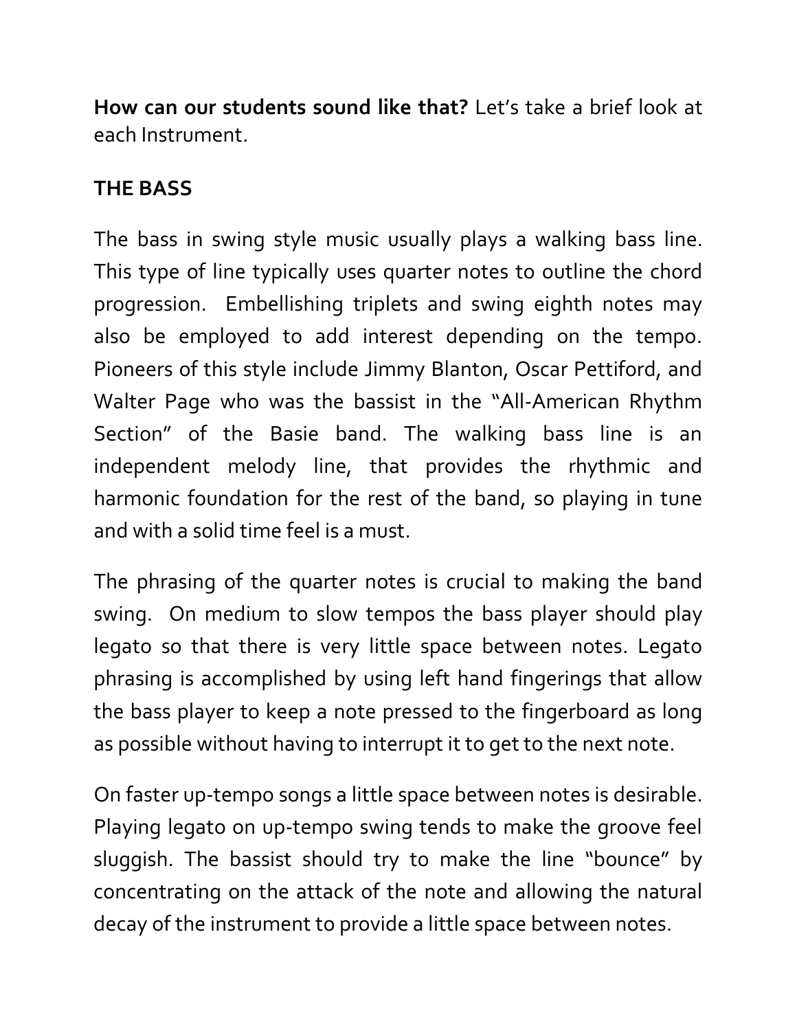**How can our students sound like that?** Let's take a brief look at each Instrument.

**THE BASS**

The bass in swing style music usually plays a walking bass line. This type of line typically uses quarter notes to outline the chord progression. Embellishing triplets and swing eighth notes may also be employed to add interest depending on the tempo. Pioneers of this style include Jimmy Blanton, Oscar Pettiford, and Walter Page who was the bassist in the "All-American Rhythm Section" of the Basie band. The walking bass line is an independent melody line, that provides the rhythmic and harmonic foundation for the rest of the band, so playing in tune and with a solid time feel is a must.

The phrasing of the quarter notes is crucial to making the band swing. On medium to slow tempos the bass player should play legato so that there is very little space between notes. Legato phrasing is accomplished by using left hand fingerings that allow the bass player to keep a note pressed to the fingerboard as long as possible without having to interrupt it to get to the next note.

On faster up-tempo songs a little space between notes is desirable. Playing legato on up-tempo swing tends to make the groove feel sluggish. The bassist should try to make the line "bounce" by concentrating on the attack of the note and allowing the natural decay of the instrument to provide a little space between notes.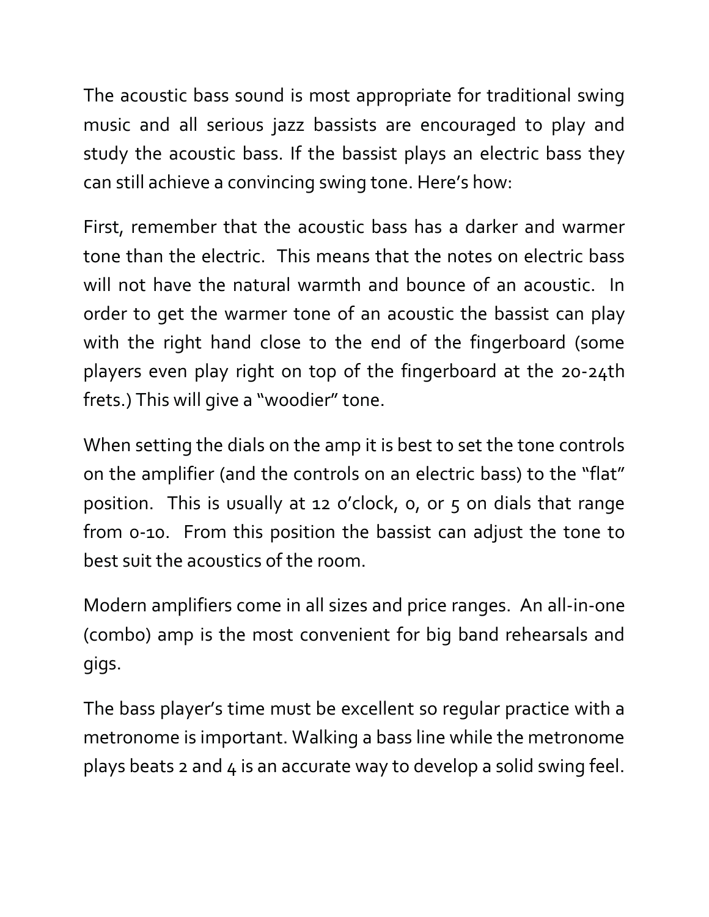The acoustic bass sound is most appropriate for traditional swing music and all serious jazz bassists are encouraged to play and study the acoustic bass. If the bassist plays an electric bass they can still achieve a convincing swing tone. Here's how:

First, remember that the acoustic bass has a darker and warmer tone than the electric. This means that the notes on electric bass will not have the natural warmth and bounce of an acoustic. In order to get the warmer tone of an acoustic the bassist can play with the right hand close to the end of the fingerboard (some players even play right on top of the fingerboard at the 20-24th frets.) This will give a "woodier" tone.

When setting the dials on the amp it is best to set the tone controls on the amplifier (and the controls on an electric bass) to the "flat" position. This is usually at 12 o'clock, 0, or 5 on dials that range from 0-10. From this position the bassist can adjust the tone to best suit the acoustics of the room.

Modern amplifiers come in all sizes and price ranges. An all-in-one (combo) amp is the most convenient for big band rehearsals and gigs.

The bass player's time must be excellent so regular practice with a metronome is important. Walking a bass line while the metronome plays beats 2 and 4 is an accurate way to develop a solid swing feel.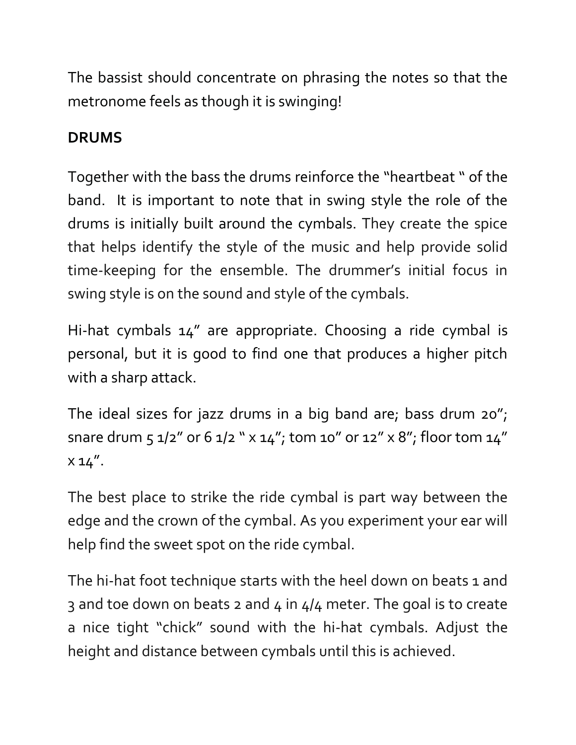The bassist should concentrate on phrasing the notes so that the metronome feels as though it is swinging!

**DRUMS**

Together with the bass the drums reinforce the "heartbeat " of the band.  It is important to note that in swing style the role of the drums is initially built around the cymbals. They create the spice that helps identify the style of the music and help provide solid time-keeping for the ensemble. The drummer's initial focus in swing style is on the sound and style of the cymbals.

Hi-hat cymbals 14" are appropriate. Choosing a ride cymbal is personal, but it is good to find one that produces a higher pitch with a sharp attack.

The ideal sizes for jazz drums in a big band are; bass drum 20"; snare drum 5 1/2" or 6 1/2 " x 14"; tom 10" or 12" x 8"; floor tom 14" x 14".

The best place to strike the ride cymbal is part way between the edge and the crown of the cymbal. As you experiment your ear will help find the sweet spot on the ride cymbal.

The hi-hat foot technique starts with the heel down on beats 1 and 3 and toe down on beats 2 and 4 in 4/4 meter. The goal is to create a nice tight "chick" sound with the hi-hat cymbals. Adjust the height and distance between cymbals until this is achieved.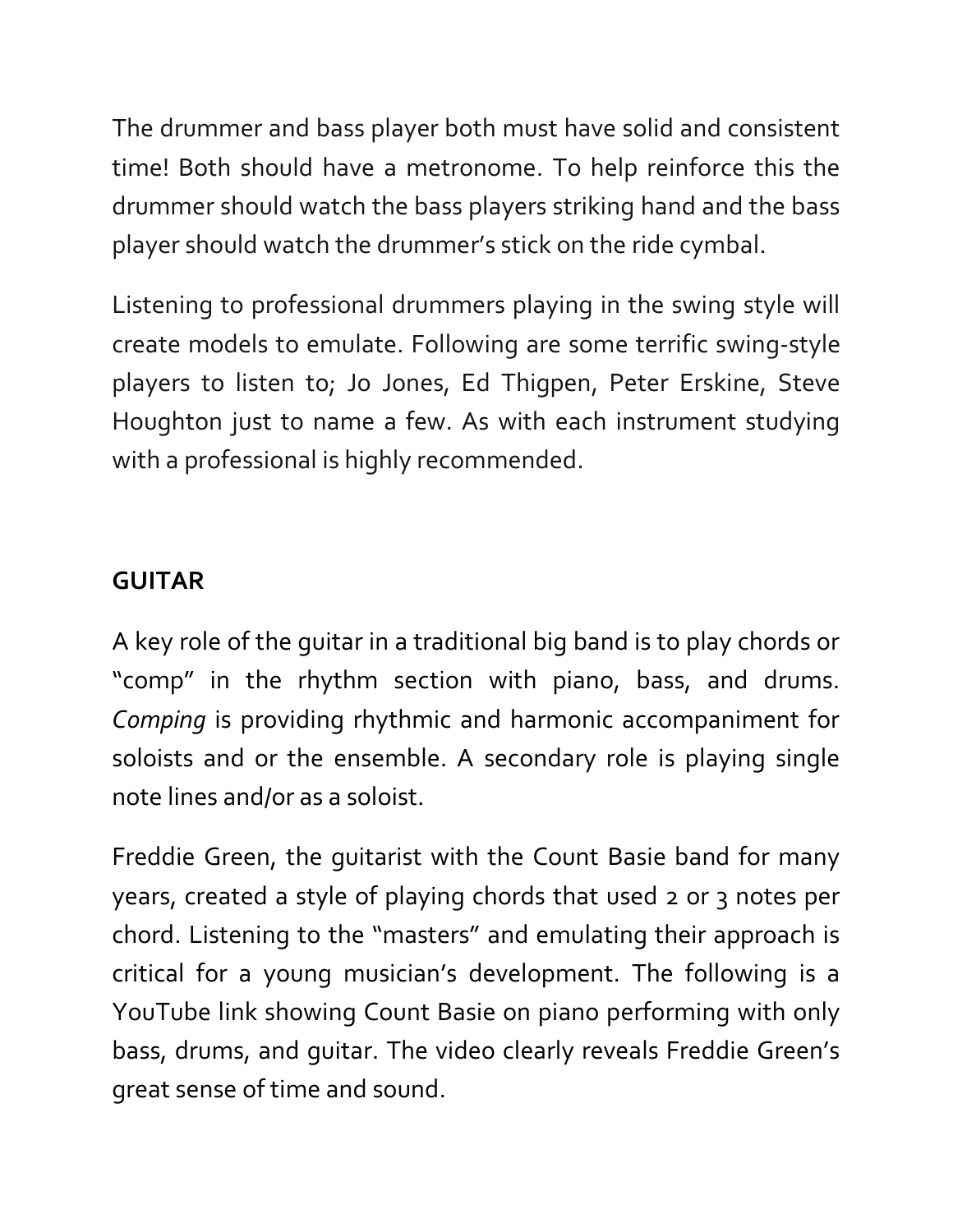The drummer and bass player both must have solid and consistent time! Both should have a metronome. To help reinforce this the drummer should watch the bass players striking hand and the bass player should watch the drummer's stick on the ride cymbal.

Listening to professional drummers playing in the swing style will create models to emulate. Following are some terrific swing-style players to listen to; Jo Jones, Ed Thigpen, Peter Erskine, Steve Houghton just to name a few. As with each instrument studying with a professional is highly recommended.

## GUITAR

A key role of the guitar in a traditional big band is to play chords or "comp" in the rhythm section with piano, bass, and drums. *Comping* is providing rhythmic and harmonic accompaniment for soloists and or the ensemble. A secondary role is playing single note lines and/or as a soloist.

Freddie Green, the guitarist with the Count Basie band for many years, created a style of playing chords that used 2 or 3 notes per chord. Listening to the "masters" and emulating their approach is critical for a young musician's development. The following is a YouTube link showing Count Basie on piano performing with only bass, drums, and guitar. The video clearly reveals Freddie Green's great sense of time and sound.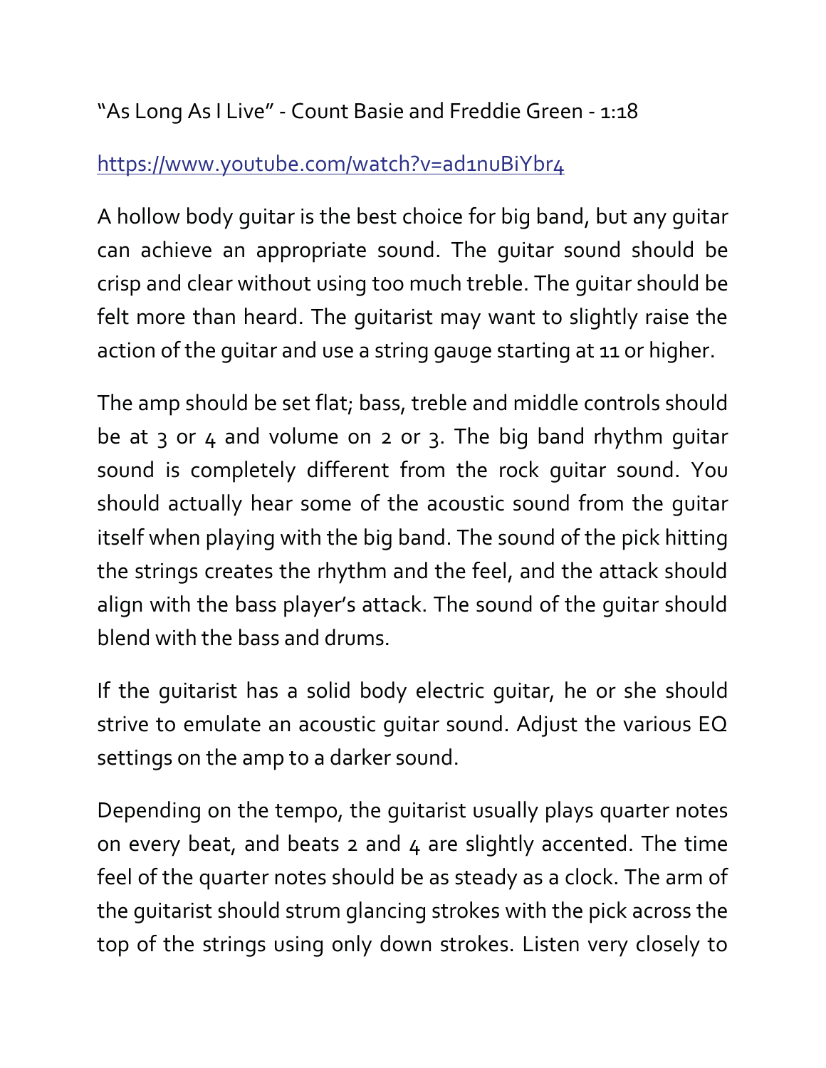“As Long As I Live” - Count Basie and Freddie Green - 1:18

https://www.youtube.com/watch?v=ad1nuBiYbr4

A hollow body guitar is the best choice for big band, but any guitar can achieve an appropriate sound. The guitar sound should be crisp and clear without using too much treble. The guitar should be felt more than heard. The guitarist may want to slightly raise the action of the guitar and use a string gauge starting at 11 or higher.

The amp should be set flat; bass, treble and middle controls should be at 3 or 4 and volume on 2 or 3. The big band rhythm guitar sound is completely different from the rock guitar sound. You should actually hear some of the acoustic sound from the guitar itself when playing with the big band. The sound of the pick hitting the strings creates the rhythm and the feel, and the attack should align with the bass player’s attack. The sound of the guitar should blend with the bass and drums.

If the guitarist has a solid body electric guitar, he or she should strive to emulate an acoustic guitar sound. Adjust the various EQ settings on the amp to a darker sound.

Depending on the tempo, the guitarist usually plays quarter notes on every beat, and beats 2 and 4 are slightly accented. The time feel of the quarter notes should be as steady as a clock. The arm of the guitarist should strum glancing strokes with the pick across the top of the strings using only down strokes. Listen very closely to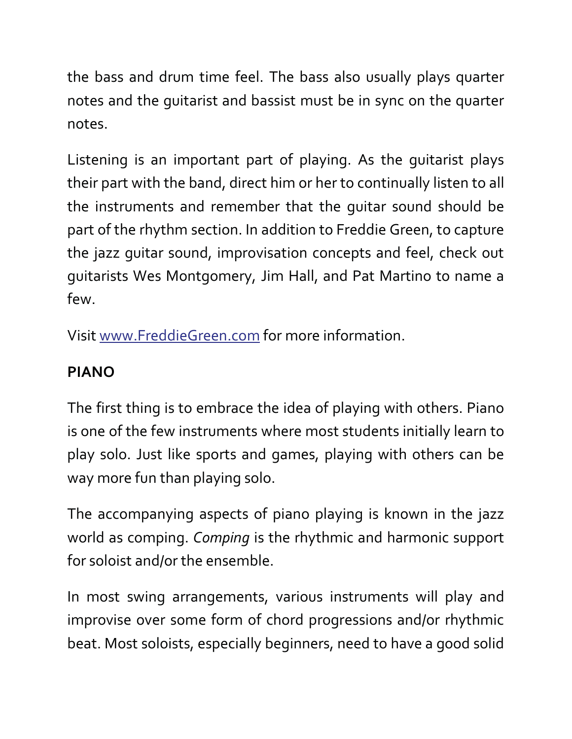the bass and drum time feel. The bass also usually plays quarter notes and the guitarist and bassist must be in sync on the quarter notes.

Listening is an important part of playing. As the guitarist plays their part with the band, direct him or her to continually listen to all the instruments and remember that the guitar sound should be part of the rhythm section. In addition to Freddie Green, to capture the jazz guitar sound, improvisation concepts and feel, check out guitarists Wes Montgomery, Jim Hall, and Pat Martino to name a few.

Visit [www.FreddieGreen.com](http://www.FreddieGreen.com) for more information.

**PIANO**

The first thing is to embrace the idea of playing with others. Piano is one of the few instruments where most students initially learn to play solo. Just like sports and games, playing with others can be way more fun than playing solo.

The accompanying aspects of piano playing is known in the jazz world as comping. *Comping* is the rhythmic and harmonic support for soloist and/or the ensemble.

In most swing arrangements, various instruments will play and improvise over some form of chord progressions and/or rhythmic beat. Most soloists, especially beginners, need to have a good solid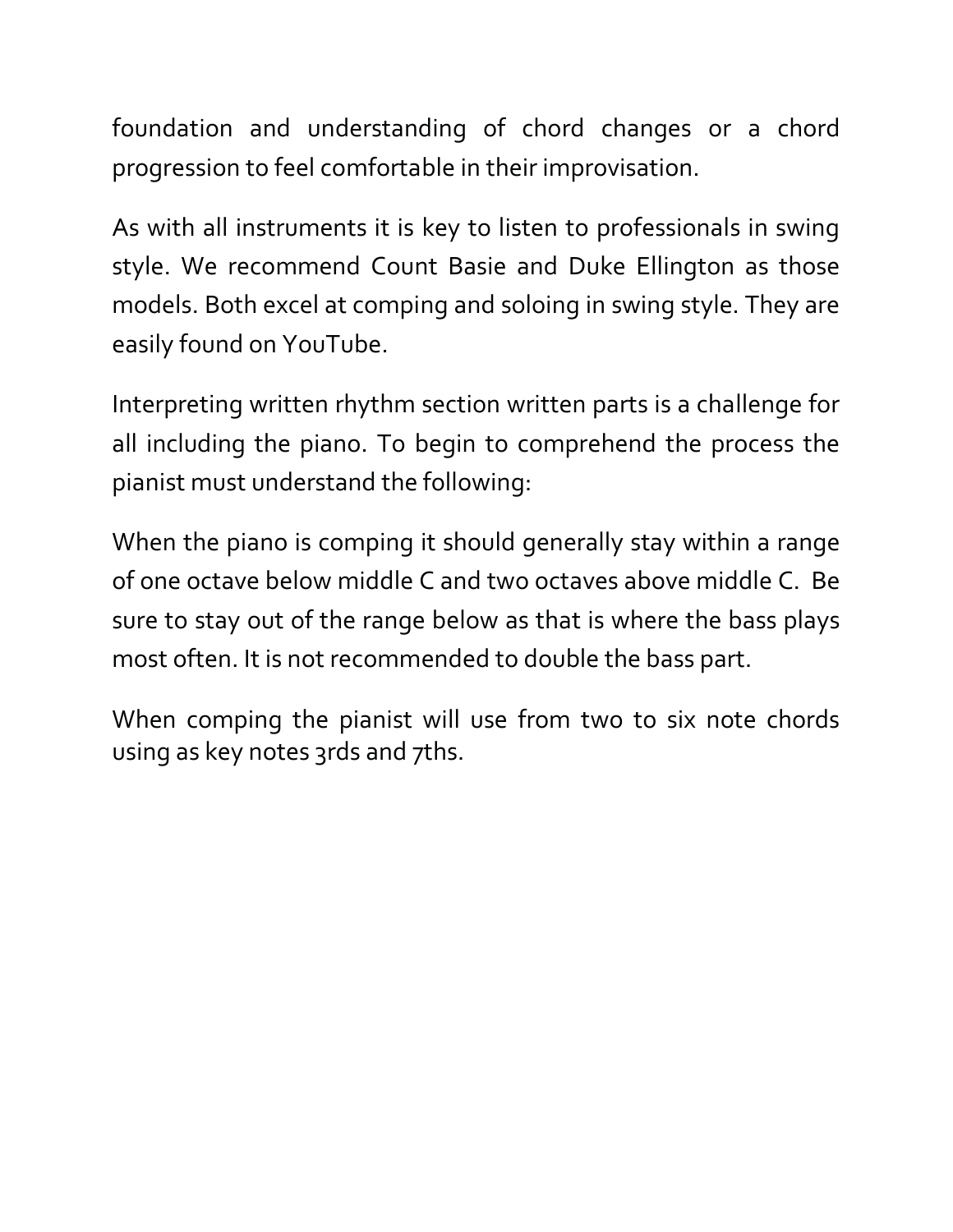foundation and understanding of chord changes or a chord progression to feel comfortable in their improvisation.

As with all instruments it is key to listen to professionals in swing style. We recommend Count Basie and Duke Ellington as those models. Both excel at comping and soloing in swing style. They are easily found on YouTube.

Interpreting written rhythm section written parts is a challenge for all including the piano. To begin to comprehend the process the pianist must understand the following:

When the piano is comping it should generally stay within a range of one octave below middle C and two octaves above middle C. Be sure to stay out of the range below as that is where the bass plays most often. It is not recommended to double the bass part.

When comping the pianist will use from two to six note chords using as key notes 3rds and 7ths.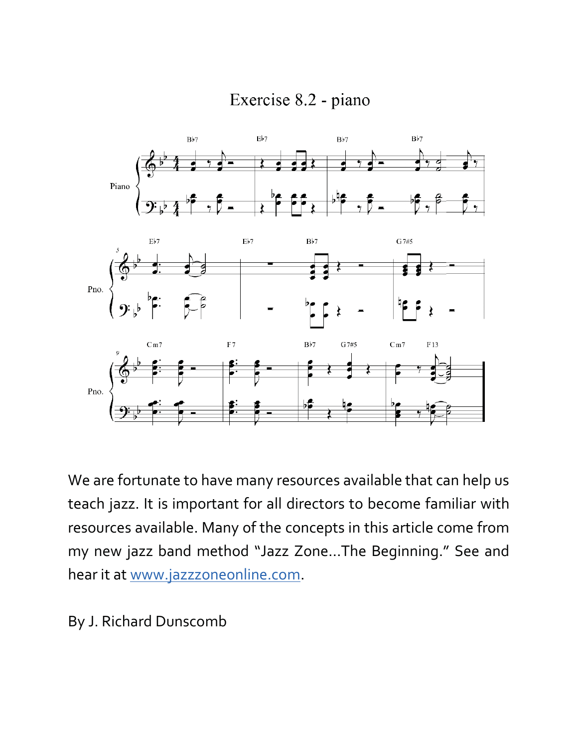Exercise 8.2 - piano

We are fortunate to have many resources available that can help us teach jazz. It is important for all directors to become familiar with resources available. Many of the concepts in this article come from my new jazz band method "Jazz Zone…The Beginning." See and hear it at www.jazzzoneonline.com.

By J. Richard Dunscomb